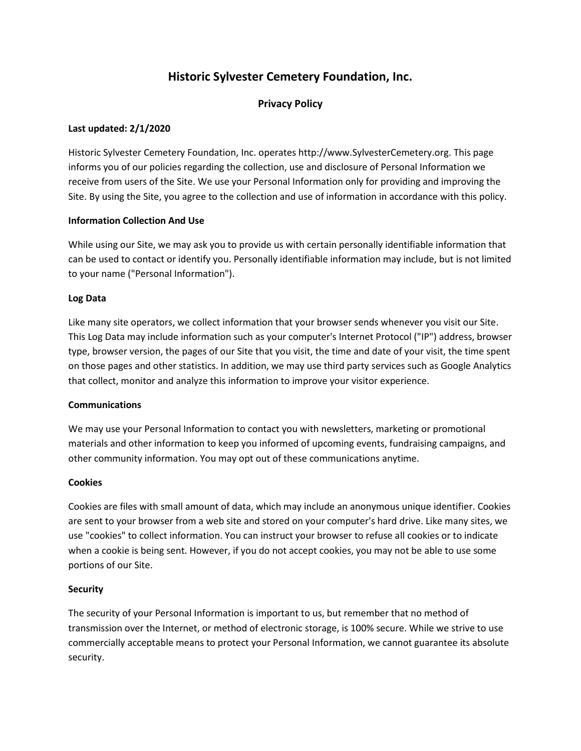# Historic Sylvester Cemetery Foundation, Inc.

## Privacy Policy

**Last updated: 2/1/2020**

Historic Sylvester Cemetery Foundation, Inc. operates http://www.SylvesterCemetery.org. This page informs you of our policies regarding the collection, use and disclosure of Personal Information we receive from users of the Site. We use your Personal Information only for providing and improving the Site. By using the Site, you agree to the collection and use of information in accordance with this policy.

**Information Collection And Use**

While using our Site, we may ask you to provide us with certain personally identifiable information that can be used to contact or identify you. Personally identifiable information may include, but is not limited to your name ("Personal Information").

**Log Data**

Like many site operators, we collect information that your browser sends whenever you visit our Site. This Log Data may include information such as your computer's Internet Protocol ("IP") address, browser type, browser version, the pages of our Site that you visit, the time and date of your visit, the time spent on those pages and other statistics. In addition, we may use third party services such as Google Analytics that collect, monitor and analyze this information to improve your visitor experience.

**Communications**

We may use your Personal Information to contact you with newsletters, marketing or promotional materials and other information to keep you informed of upcoming events, fundraising campaigns, and other community information. You may opt out of these communications anytime.

**Cookies**

Cookies are files with small amount of data, which may include an anonymous unique identifier. Cookies are sent to your browser from a web site and stored on your computer's hard drive. Like many sites, we use "cookies" to collect information. You can instruct your browser to refuse all cookies or to indicate when a cookie is being sent. However, if you do not accept cookies, you may not be able to use some portions of our Site.

**Security**

The security of your Personal Information is important to us, but remember that no method of transmission over the Internet, or method of electronic storage, is 100% secure. While we strive to use commercially acceptable means to protect your Personal Information, we cannot guarantee its absolute security.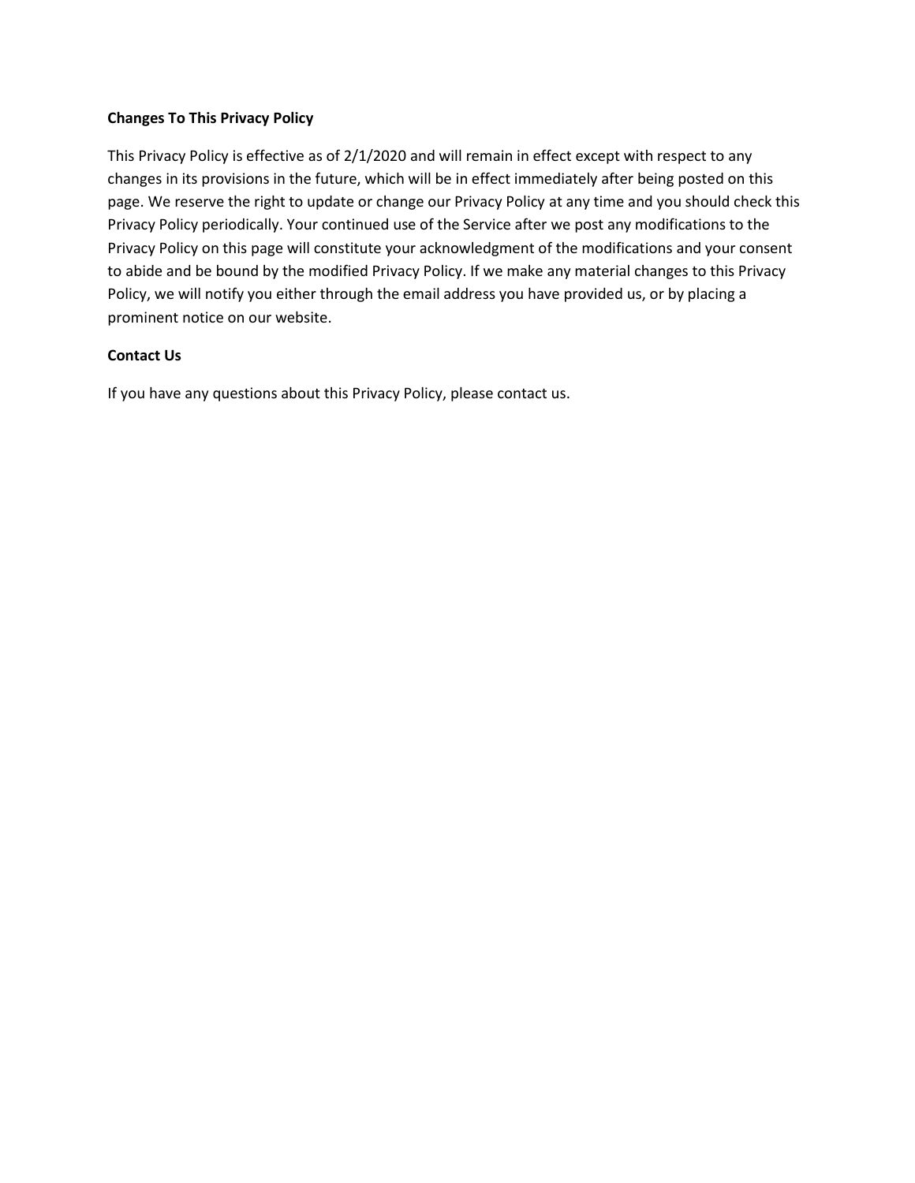**Changes To This Privacy Policy**

This Privacy Policy is effective as of 2/1/2020 and will remain in effect except with respect to any changes in its provisions in the future, which will be in effect immediately after being posted on this page. We reserve the right to update or change our Privacy Policy at any time and you should check this Privacy Policy periodically. Your continued use of the Service after we post any modifications to the Privacy Policy on this page will constitute your acknowledgment of the modifications and your consent to abide and be bound by the modified Privacy Policy. If we make any material changes to this Privacy Policy, we will notify you either through the email address you have provided us, or by placing a prominent notice on our website.

**Contact Us**

If you have any questions about this Privacy Policy, please contact us.